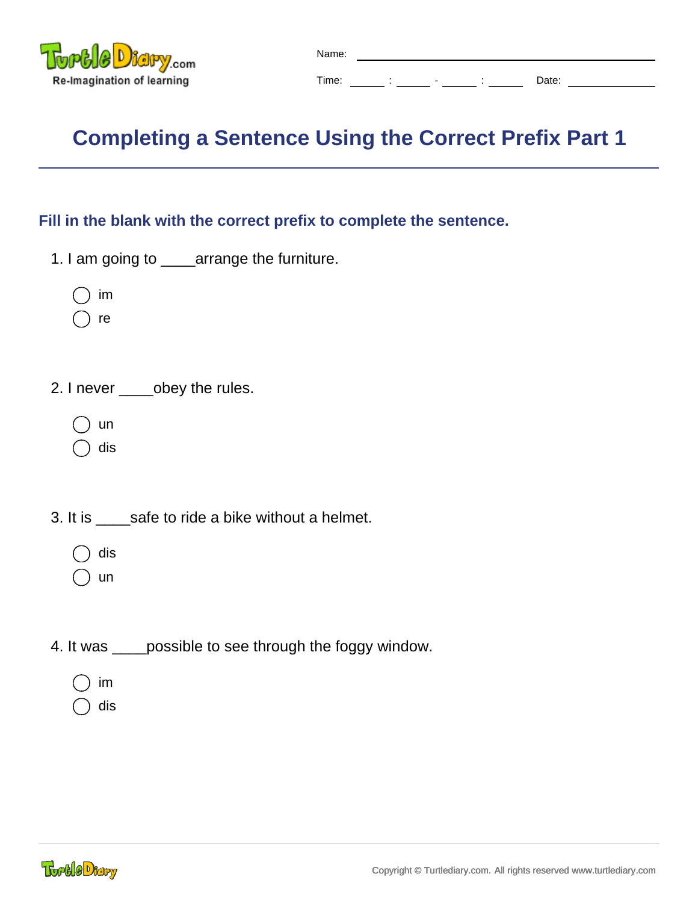Name: ____________________

Time: ____ : ____ - ____ : ____ Date: ____________

# Completing a Sentence Using the Correct Prefix Part 1

## Fill in the blank with the correct prefix to complete the sentence.

1. I am going to ____arrange the furniture.

   ◯ im
   ◯ re

2. I never ____obey the rules.

   ◯ un
   ◯ dis

3. It is ____safe to ride a bike without a helmet.

   ◯ dis
   ◯ un

4. It was ____possible to see through the foggy window.

   ◯ im
   ◯ dis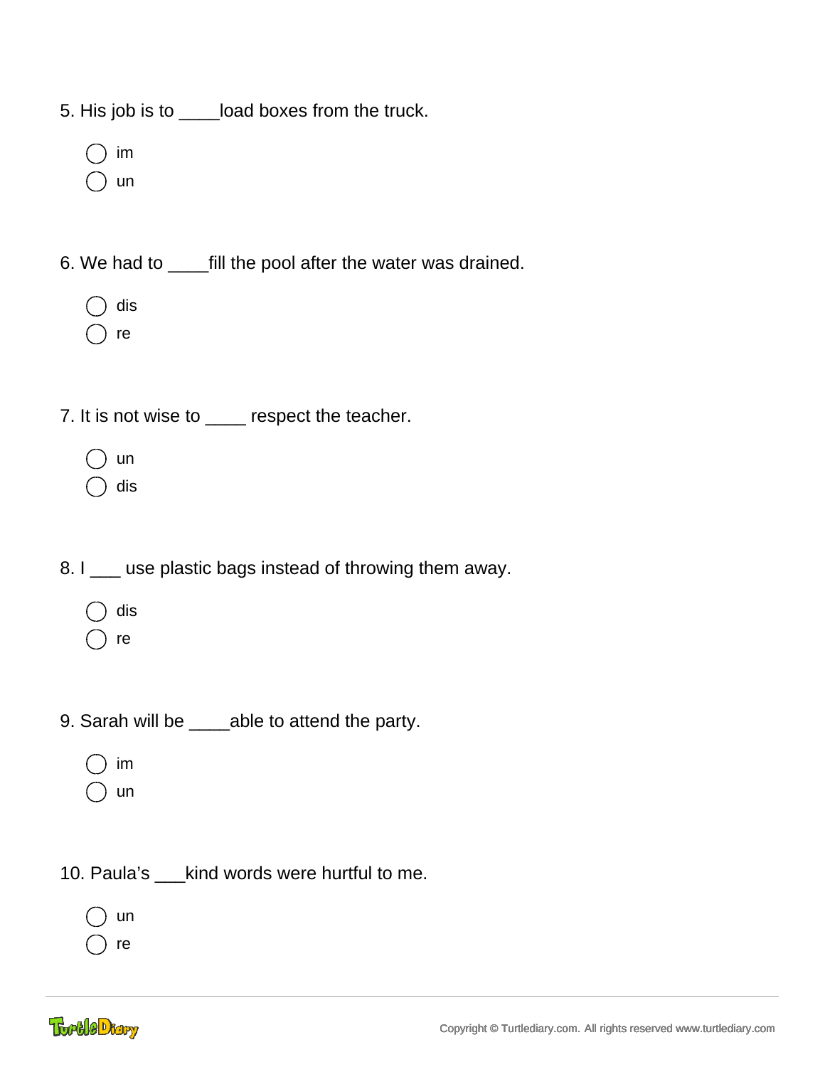5. His job is to ____load boxes from the truck.

- ◯ im
- ◯ un

6. We had to ____fill the pool after the water was drained.

- ◯ dis
- ◯ re

7. It is not wise to ____ respect the teacher.

- ◯ un
- ◯ dis

8. I ___ use plastic bags instead of throwing them away.

- ◯ dis
- ◯ re

9. Sarah will be ____able to attend the party.

- ◯ im
- ◯ un

10. Paula's ___kind words were hurtful to me.

- ◯ un
- ◯ re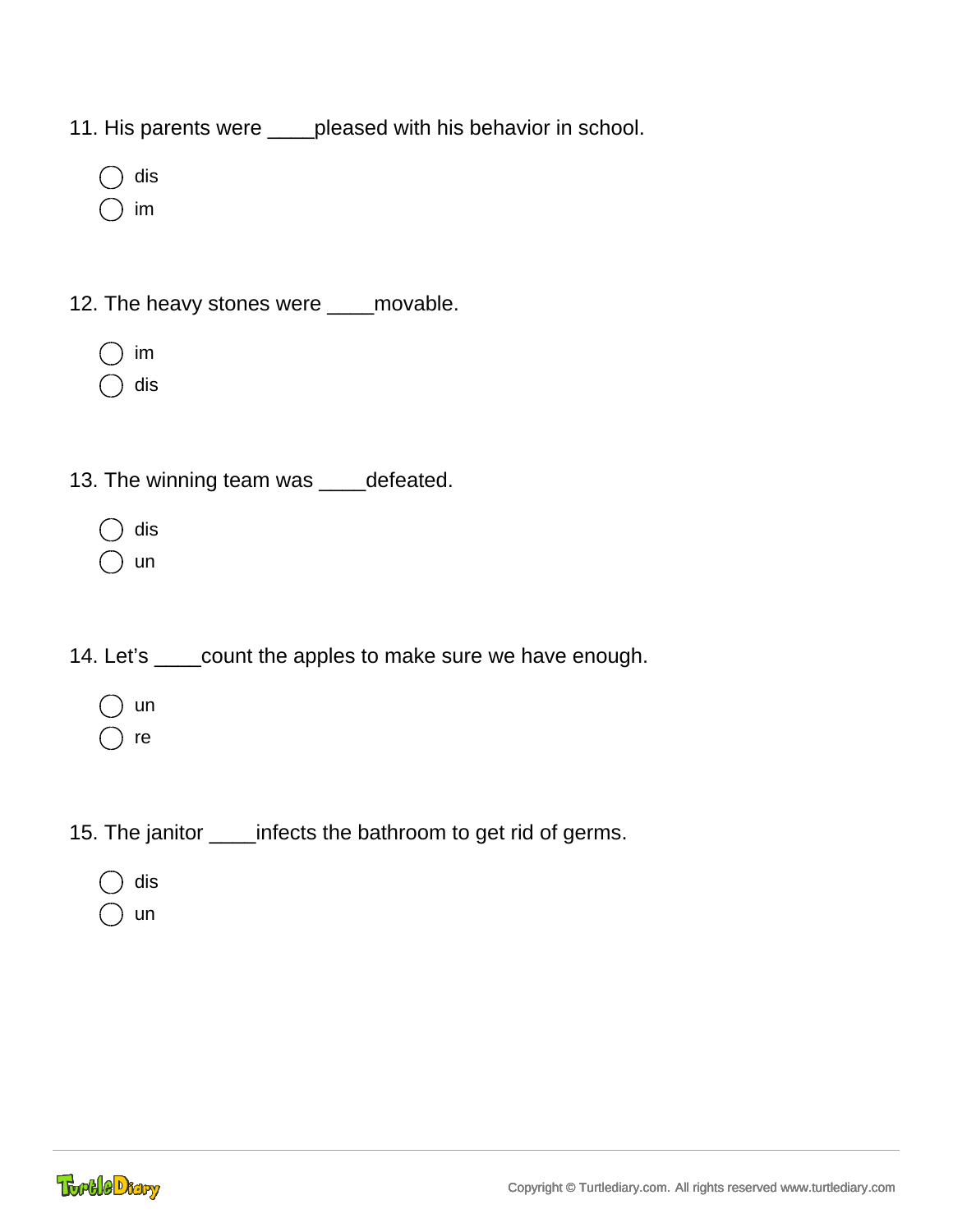11. His parents were ____pleased with his behavior in school.

- ◯ dis
- ◯ im

12. The heavy stones were ____movable.

- ◯ im
- ◯ dis

13. The winning team was ____defeated.

- ◯ dis
- ◯ un

14. Let’s ____count the apples to make sure we have enough.

- ◯ un
- ◯ re

15. The janitor ____infects the bathroom to get rid of germs.

- ◯ dis
- ◯ un